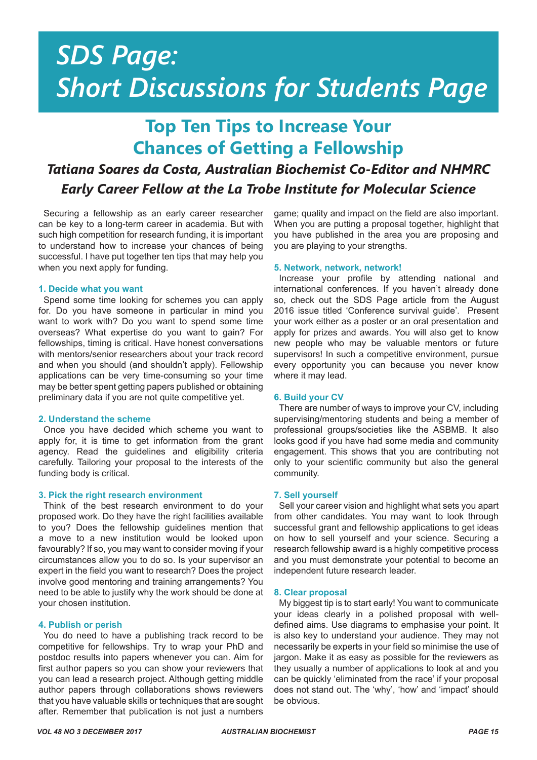# SDS Page: Short Discussions for Students Page

## Top Ten Tips to Increase Your Chances of Getting a Fellowship

### *Tatiana Soares da Costa, Australian Biochemist Co-Editor and NHMRC Early Career Fellow at the La Trobe Institute for Molecular Science*

Securing a fellowship as an early career researcher can be key to a long-term career in academia. But with such high competition for research funding, it is important to understand how to increase your chances of being successful. I have put together ten tips that may help you when you next apply for funding.

**1. Decide what you want**

Spend some time looking for schemes you can apply for. Do you have someone in particular in mind you want to work with? Do you want to spend some time overseas? What expertise do you want to gain? For fellowships, timing is critical. Have honest conversations with mentors/senior researchers about your track record and when you should (and shouldn't apply). Fellowship applications can be very time-consuming so your time may be better spent getting papers published or obtaining preliminary data if you are not quite competitive yet.

**2. Understand the scheme**

Once you have decided which scheme you want to apply for, it is time to get information from the grant agency. Read the guidelines and eligibility criteria carefully. Tailoring your proposal to the interests of the funding body is critical.

**3. Pick the right research environment**

Think of the best research environment to do your proposed work. Do they have the right facilities available to you? Does the fellowship guidelines mention that a move to a new institution would be looked upon favourably? If so, you may want to consider moving if your circumstances allow you to do so. Is your supervisor an expert in the field you want to research? Does the project involve good mentoring and training arrangements? You need to be able to justify why the work should be done at your chosen institution.

**4. Publish or perish**

You do need to have a publishing track record to be competitive for fellowships. Try to wrap your PhD and postdoc results into papers whenever you can. Aim for first author papers so you can show your reviewers that you can lead a research project. Although getting middle author papers through collaborations shows reviewers that you have valuable skills or techniques that are sought after. Remember that publication is not just a numbers game; quality and impact on the field are also important. When you are putting a proposal together, highlight that you have published in the area you are proposing and you are playing to your strengths.

**5. Network, network, network!**

Increase your profile by attending national and international conferences. If you haven't already done so, check out the SDS Page article from the August 2016 issue titled 'Conference survival guide'. Present your work either as a poster or an oral presentation and apply for prizes and awards. You will also get to know new people who may be valuable mentors or future supervisors! In such a competitive environment, pursue every opportunity you can because you never know where it may lead.

**6. Build your CV**

There are number of ways to improve your CV, including supervising/mentoring students and being a member of professional groups/societies like the ASBMB. It also looks good if you have had some media and community engagement. This shows that you are contributing not only to your scientific community but also the general community.

**7. Sell yourself**

Sell your career vision and highlight what sets you apart from other candidates. You may want to look through successful grant and fellowship applications to get ideas on how to sell yourself and your science. Securing a research fellowship award is a highly competitive process and you must demonstrate your potential to become an independent future research leader.

**8. Clear proposal**

My biggest tip is to start early! You want to communicate your ideas clearly in a polished proposal with well-defined aims. Use diagrams to emphasise your point. It is also key to understand your audience. They may not necessarily be experts in your field so minimise the use of jargon. Make it as easy as possible for the reviewers as they usually a number of applications to look at and you can be quickly 'eliminated from the race' if your proposal does not stand out. The 'why', 'how' and 'impact' should be obvious.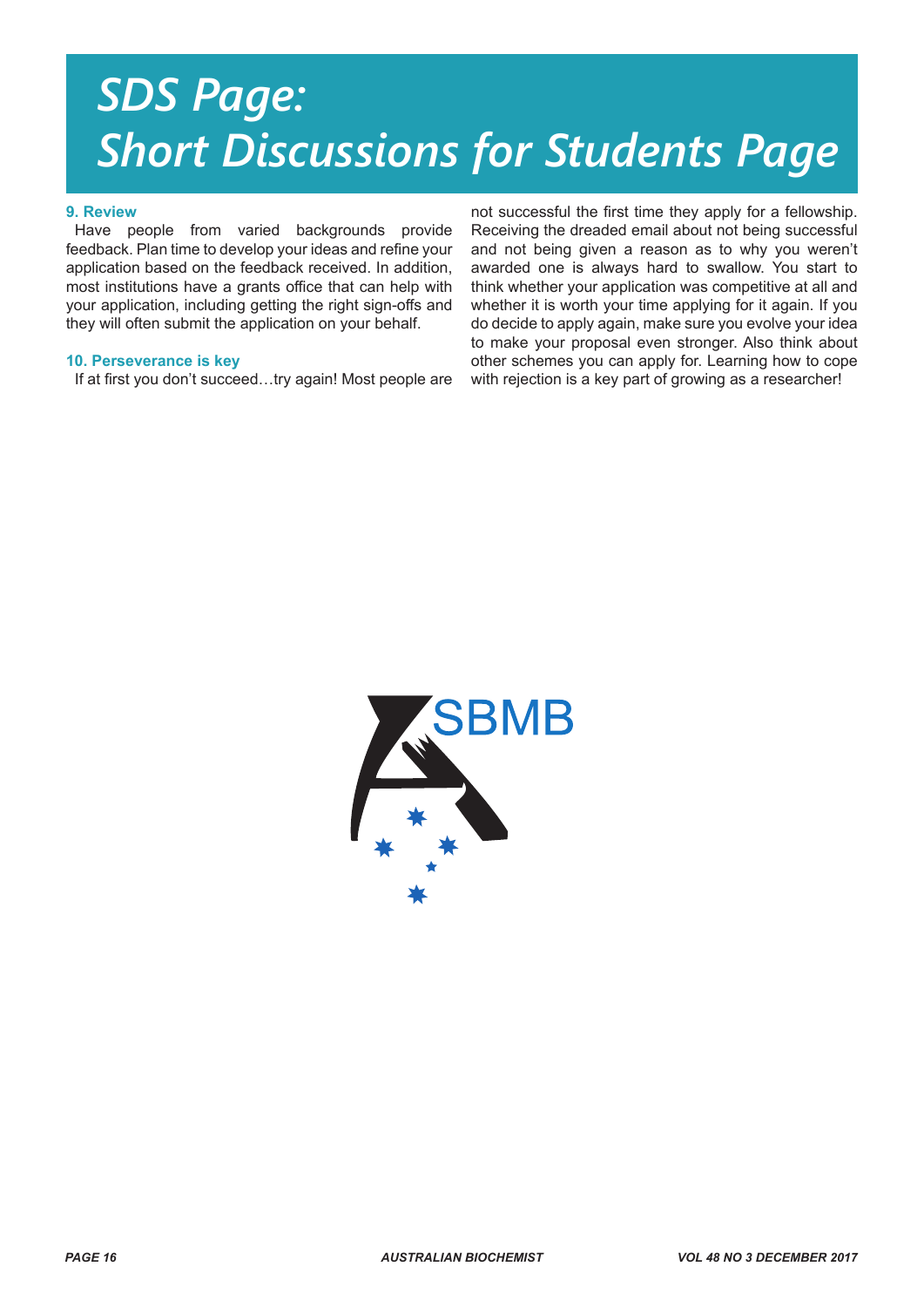# SDS Page: Short Discussions for Students Page

### 9. Review

Have people from varied backgrounds provide feedback. Plan time to develop your ideas and refine your application based on the feedback received. In addition, most institutions have a grants office that can help with your application, including getting the right sign-offs and they will often submit the application on your behalf.

### 10. Perseverance is key

If at first you don't succeed…try again! Most people are not successful the first time they apply for a fellowship. Receiving the dreaded email about not being successful and not being given a reason as to why you weren't awarded one is always hard to swallow. You start to think whether your application was competitive at all and whether it is worth your time applying for it again. If you do decide to apply again, make sure you evolve your idea to make your proposal even stronger. Also think about other schemes you can apply for. Learning how to cope with rejection is a key part of growing as a researcher!